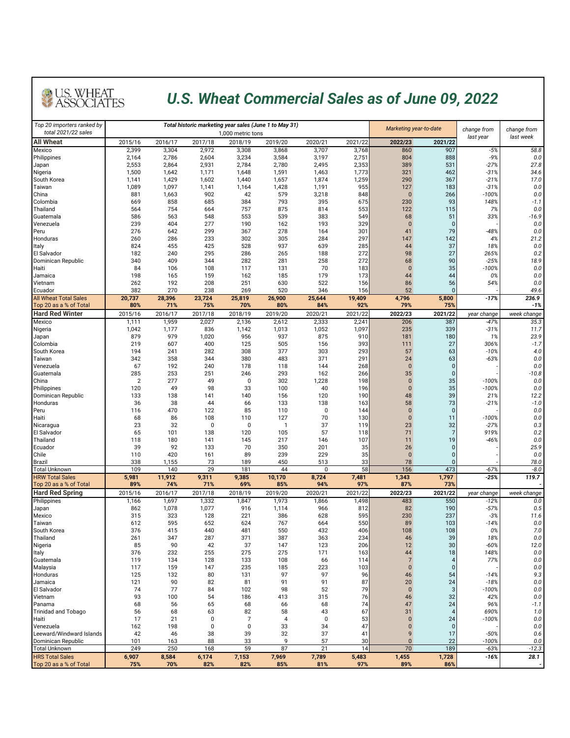# U.S. Wheat Commercial Sales as of June 09, 2022

| Top 20 importers ranked by total 2021/22 sales | Total historic marketing year sales (June 1 to May 31) 1,000 metric tons | | | | | | | Marketing year-to-date | | change from last year | change from last week |
|---|---|---|---|---|---|---|---|---|---|---|---|
| **All Wheat** | 2015/16 | 2016/17 | 2017/18 | 2018/19 | 2019/20 | 2020/21 | 2021/22 | **2022/23** | **2021/22** | | |
| Mexico | 2,399 | 3,304 | 2,972 | 3,308 | 3,868 | 3,707 | 3,768 | 860 | 907 | -5% | 58.8 |
| Philippines | 2,164 | 2,786 | 2,604 | 3,234 | 3,584 | 3,197 | 2,751 | 804 | 888 | -9% | 0.0 |
| Japan | 2,553 | 2,864 | 2,931 | 2,784 | 2,780 | 2,495 | 2,353 | 389 | 531 | -27% | 27.8 |
| Nigeria | 1,500 | 1,642 | 1,171 | 1,648 | 1,591 | 1,463 | 1,773 | 321 | 462 | -31% | 34.6 |
| South Korea | 1,141 | 1,429 | 1,602 | 1,440 | 1,657 | 1,874 | 1,259 | 290 | 367 | -21% | 17.0 |
| Taiwan | 1,089 | 1,097 | 1,141 | 1,164 | 1,428 | 1,191 | 955 | 127 | 183 | -31% | 0.0 |
| China | 881 | 1,663 | 902 | 42 | 579 | 3,218 | 848 | 0 | 266 | -100% | 0.0 |
| Colombia | 669 | 858 | 685 | 384 | 793 | 395 | 675 | 230 | 93 | 148% | -1.1 |
| Thailand | 564 | 754 | 664 | 757 | 875 | 814 | 553 | 122 | 115 | 7% | 0.0 |
| Guatemala | 586 | 563 | 548 | 553 | 539 | 383 | 549 | 68 | 51 | 33% | -16.9 |
| Venezuela | 239 | 404 | 277 | 190 | 162 | 193 | 329 | 0 | 0 | | 0.0 |
| Peru | 276 | 642 | 299 | 367 | 278 | 164 | 301 | 41 | 79 | -48% | 0.0 |
| Honduras | 260 | 286 | 233 | 302 | 305 | 284 | 297 | 147 | 142 | 4% | 21.2 |
| Italy | 824 | 455 | 425 | 528 | 937 | 639 | 285 | 44 | 37 | 18% | 0.0 |
| El Salvador | 182 | 240 | 295 | 286 | 265 | 188 | 272 | 98 | 27 | 265% | 0.2 |
| Dominican Republic | 340 | 409 | 344 | 282 | 281 | 258 | 272 | 68 | 90 | -25% | 18.9 |
| Haiti | 84 | 106 | 108 | 117 | 131 | 70 | 183 | 0 | 35 | -100% | 0.0 |
| Jamaica | 198 | 165 | 159 | 162 | 185 | 179 | 173 | 44 | 44 | 0% | 0.0 |
| Vietnam | 262 | 192 | 208 | 251 | 630 | 522 | 156 | 86 | 56 | 54% | 0.0 |
| Ecuador | 382 | 270 | 238 | 269 | 520 | 346 | 156 | 52 | 0 | - | 49.6 |
| **All Wheat Total Sales** | **20,737** | **28,396** | **23,724** | **25,819** | **26,900** | **25,644** | **19,409** | **4,796** | **5,800** | **-17%** | **236.9** |
| **Top 20 as a % of Total** | **80%** | **71%** | **75%** | **70%** | **80%** | **84%** | **92%** | **79%** | **75%** | | **-1%** |
| **Hard Red Winter** | 2015/16 | 2016/17 | 2017/18 | 2018/19 | 2019/20 | 2020/21 | 2021/22 | **2022/23** | **2021/22** | year change | week change |
| Mexico | 1,111 | 1,959 | 2,027 | 2,136 | 2,612 | 2,333 | 2,241 | 206 | 387 | -47% | 35.3 |
| Nigeria | 1,042 | 1,177 | 836 | 1,142 | 1,013 | 1,052 | 1,097 | 235 | 339 | -31% | 11.7 |
| Japan | 879 | 979 | 1,020 | 956 | 937 | 875 | 910 | 181 | 180 | 1% | 23.9 |
| Colombia | 219 | 607 | 400 | 125 | 505 | 156 | 393 | 111 | 27 | 306% | -1.7 |
| South Korea | 194 | 241 | 282 | 308 | 377 | 303 | 293 | 57 | 63 | -10% | 4.0 |
| Taiwan | 342 | 358 | 344 | 380 | 483 | 371 | 291 | 24 | 63 | -63% | 0.0 |
| Venezuela | 67 | 192 | 240 | 178 | 118 | 144 | 268 | 0 | 0 | - | 0.0 |
| Guatemala | 285 | 253 | 251 | 246 | 293 | 162 | 266 | 35 | 0 | - | -10.8 |
| China | 2 | 277 | 49 | 0 | 302 | 1,228 | 198 | 0 | 35 | -100% | 0.0 |
| Philippines | 120 | 49 | 98 | 33 | 100 | 40 | 196 | 0 | 35 | -100% | 0.0 |
| Dominican Republic | 133 | 138 | 141 | 140 | 156 | 120 | 190 | 48 | 39 | 21% | 12.2 |
| Honduras | 36 | 38 | 44 | 66 | 133 | 138 | 163 | 58 | 73 | -21% | -1.0 |
| Peru | 116 | 470 | 122 | 85 | 110 | 0 | 144 | 0 | 0 | - | 0.0 |
| Haiti | 68 | 86 | 108 | 110 | 127 | 70 | 130 | 0 | 11 | -100% | 0.0 |
| Nicaragua | 23 | 32 | 0 | 0 | 1 | 37 | 119 | 23 | 32 | -27% | 0.3 |
| El Salvador | 65 | 101 | 138 | 120 | 105 | 57 | 118 | 71 | 7 | 919% | 0.2 |
| Thailand | 118 | 180 | 141 | 145 | 217 | 146 | 107 | 11 | 19 | -46% | 0.0 |
| Ecuador | 39 | 92 | 133 | 70 | 350 | 201 | 35 | 26 | 0 | - | 25.9 |
| Chile | 110 | 420 | 161 | 89 | 239 | 229 | 35 | 0 | 0 | - | 0.0 |
| Brazil | 338 | 1,155 | 73 | 189 | 450 | 513 | 33 | 78 | 0 | - | 78.0 |
| Total Unknown | 109 | 140 | 29 | 181 | 44 | 0 | 58 | 156 | 473 | -67% | -8.0 |
| **HRW Total Sales** | **5,981** | **11,912** | **9,311** | **9,385** | **10,170** | **8,724** | **7,481** | **1,343** | **1,797** | **-25%** | **119.7** |
| **Top 20 as a % of Total** | **89%** | **74%** | **71%** | **69%** | **85%** | **94%** | **97%** | **87%** | **73%** | | **-** |
| **Hard Red Spring** | 2015/16 | 2016/17 | 2017/18 | 2018/19 | 2019/20 | 2020/21 | 2021/22 | **2022/23** | **2021/22** | year change | week change |
| Philippines | 1,166 | 1,697 | 1,332 | 1,847 | 1,973 | 1,866 | 1,498 | 483 | 550 | -12% | 0.0 |
| Japan | 862 | 1,078 | 1,077 | 916 | 1,114 | 966 | 812 | 82 | 190 | -57% | 0.5 |
| Mexico | 315 | 323 | 128 | 221 | 386 | 628 | 595 | 230 | 237 | -3% | 11.6 |
| Taiwan | 612 | 595 | 652 | 624 | 767 | 664 | 550 | 89 | 103 | -14% | 0.0 |
| South Korea | 376 | 415 | 440 | 481 | 550 | 432 | 406 | 108 | 108 | 0% | 7.0 |
| Thailand | 261 | 347 | 287 | 371 | 387 | 363 | 234 | 46 | 39 | 18% | 0.0 |
| Nigeria | 85 | 90 | 42 | 37 | 147 | 123 | 206 | 12 | 30 | -60% | 12.0 |
| Italy | 376 | 232 | 255 | 275 | 275 | 171 | 163 | 44 | 18 | 148% | 0.0 |
| Guatemala | 119 | 134 | 128 | 133 | 108 | 66 | 114 | 7 | 4 | 77% | 0.0 |
| Malaysia | 117 | 159 | 147 | 235 | 185 | 223 | 103 | 0 | 0 | - | 0.0 |
| Honduras | 125 | 132 | 80 | 131 | 97 | 97 | 96 | 46 | 54 | -14% | 9.3 |
| Jamaica | 121 | 90 | 82 | 81 | 91 | 91 | 87 | 20 | 24 | -18% | 0.0 |
| El Salvador | 74 | 77 | 84 | 102 | 98 | 52 | 79 | 0 | 3 | -100% | 0.0 |
| Vietnam | 93 | 100 | 54 | 186 | 413 | 315 | 76 | 46 | 32 | 42% | 0.0 |
| Panama | 68 | 56 | 65 | 68 | 66 | 68 | 74 | 47 | 24 | 96% | -1.1 |
| Trinidad and Tobago | 56 | 68 | 63 | 82 | 58 | 43 | 67 | 31 | 4 | 690% | 1.0 |
| Haiti | 17 | 21 | 0 | 7 | 4 | 0 | 53 | 0 | 24 | -100% | 0.0 |
| Venezuela | 162 | 198 | 0 | 0 | 33 | 34 | 47 | 0 | 0 | - | 0.0 |
| Leeward/Windward Islands | 42 | 46 | 38 | 39 | 32 | 37 | 41 | 9 | 17 | -50% | 0.6 |
| Dominican Republic | 101 | 163 | 88 | 33 | 9 | 57 | 30 | 0 | 22 | -100% | 0.0 |
| Total Unknown | 249 | 250 | 168 | 59 | 87 | 21 | 14 | 70 | 189 | -63% | -12.3 |
| **HRS Total Sales** | **6,907** | **8,584** | **6,174** | **7,153** | **7,969** | **7,789** | **5,483** | **1,455** | **1,728** | **-16%** | **28.1** |
| **Top 20 as a % of Total** | **75%** | **70%** | **82%** | **82%** | **85%** | **81%** | **97%** | **89%** | **86%** | | **-** |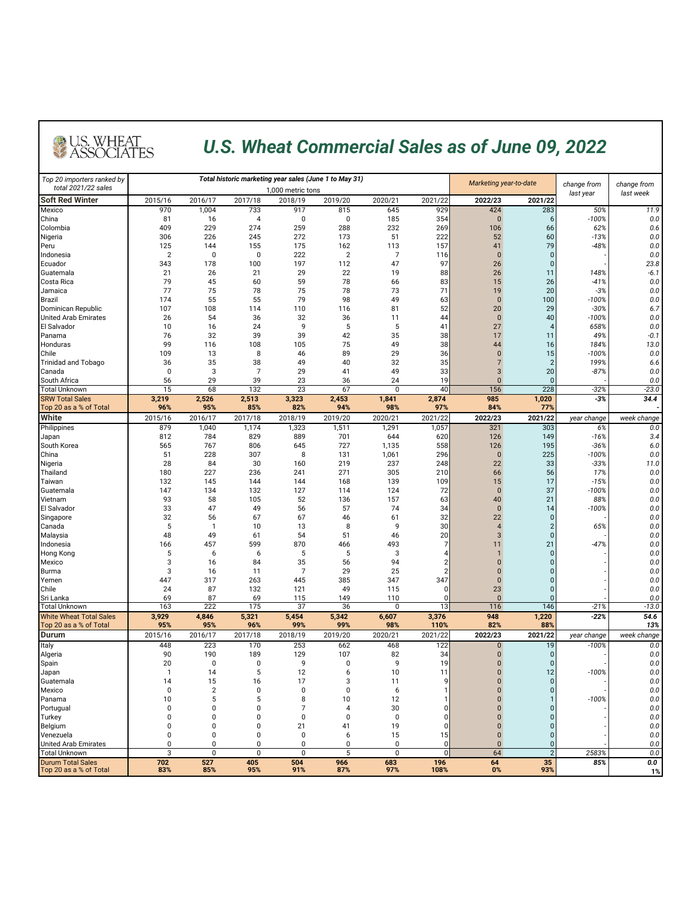# U.S. Wheat Commercial Sales as of June 09, 2022

| Top 20 importers ranked by total 2021/22 sales | Total historic marketing year sales (June 1 to May 31) 1,000 metric tons | | | | | | | Marketing year-to-date | | change from last year | change from last week |
|---|---|---|---|---|---|---|---|---|---|---|---|
| **Soft Red Winter** | 2015/16 | 2016/17 | 2017/18 | 2018/19 | 2019/20 | 2020/21 | 2021/22 | **2022/23** | **2021/22** | | |
| Mexico | 970 | 1,004 | 733 | 917 | 815 | 645 | 929 | 424 | 283 | 50% | 11.9 |
| China | 81 | 16 | 4 | 0 | 0 | 185 | 354 | 0 | 6 | -100% | 0.0 |
| Colombia | 409 | 229 | 274 | 259 | 288 | 232 | 269 | 106 | 66 | 62% | 0.6 |
| Nigeria | 306 | 226 | 245 | 272 | 173 | 51 | 222 | 52 | 60 | -13% | 0.0 |
| Peru | 125 | 144 | 155 | 175 | 162 | 113 | 157 | 41 | 79 | -48% | 0.0 |
| Indonesia | 2 | 0 | 0 | 222 | 2 | 7 | 116 | 0 | 0 | | 0.0 |
| Ecuador | 343 | 178 | 100 | 197 | 112 | 47 | 97 | 26 | 0 | - | 23.8 |
| Guatemala | 21 | 26 | 21 | 29 | 22 | 19 | 88 | 26 | 11 | 148% | -6.1 |
| Costa Rica | 79 | 45 | 60 | 59 | 78 | 66 | 83 | 15 | 26 | -41% | 0.0 |
| Jamaica | 77 | 75 | 78 | 75 | 78 | 73 | 71 | 19 | 20 | -3% | 0.0 |
| Brazil | 174 | 55 | 55 | 79 | 98 | 49 | 63 | 0 | 100 | -100% | 0.0 |
| Dominican Republic | 107 | 108 | 114 | 110 | 116 | 81 | 52 | 20 | 29 | -30% | 6.7 |
| United Arab Emirates | 26 | 54 | 36 | 32 | 36 | 11 | 44 | 0 | 40 | -100% | 0.0 |
| El Salvador | 10 | 16 | 24 | 9 | 5 | 5 | 41 | 27 | 4 | 658% | 0.0 |
| Panama | 76 | 32 | 39 | 39 | 42 | 35 | 38 | 17 | 11 | 49% | -0.1 |
| Honduras | 99 | 116 | 108 | 105 | 75 | 49 | 38 | 44 | 16 | 184% | 13.0 |
| Chile | 109 | 13 | 8 | 46 | 89 | 29 | 36 | 0 | 15 | -100% | 0.0 |
| Trinidad and Tobago | 36 | 35 | 38 | 49 | 40 | 32 | 35 | 7 | 2 | 199% | 6.6 |
| Canada | 0 | 3 | 7 | 29 | 41 | 49 | 33 | 3 | 20 | -87% | 0.0 |
| South Africa | 56 | 29 | 39 | 23 | 36 | 24 | 19 | 0 | 0 | - | 0.0 |
| Total Unknown | 15 | 68 | 132 | 23 | 67 | 0 | 40 | 156 | 228 | -32% | -23.0 |
| **SRW Total Sales** | **3,219** | **2,526** | **2,513** | **3,323** | **2,453** | **1,841** | **2,874** | **985** | **1,020** | **-3%** | **34.4** |
| Top 20 as a % of Total | **96%** | **95%** | **85%** | **82%** | **94%** | **98%** | **97%** | **84%** | **77%** | | - |
| **White** | 2015/16 | 2016/17 | 2017/18 | 2018/19 | 2019/20 | 2020/21 | 2021/22 | **2022/23** | **2021/22** | *year change* | *week change* |
| Philippines | 879 | 1,040 | 1,174 | 1,323 | 1,511 | 1,291 | 1,057 | 321 | 303 | 6% | 0.0 |
| Japan | 812 | 784 | 829 | 889 | 701 | 644 | 620 | 126 | 149 | -16% | 3.4 |
| South Korea | 565 | 767 | 806 | 645 | 727 | 1,135 | 558 | 126 | 195 | -36% | 6.0 |
| China | 51 | 228 | 307 | 8 | 131 | 1,061 | 296 | 0 | 225 | -100% | 0.0 |
| Nigeria | 28 | 84 | 30 | 160 | 219 | 237 | 248 | 22 | 33 | -33% | 11.0 |
| Thailand | 180 | 227 | 236 | 241 | 271 | 305 | 210 | 66 | 56 | 17% | 0.0 |
| Taiwan | 132 | 145 | 144 | 144 | 168 | 139 | 109 | 15 | 17 | -15% | 0.0 |
| Guatemala | 147 | 134 | 132 | 127 | 114 | 124 | 72 | 0 | 37 | -100% | 0.0 |
| Vietnam | 93 | 58 | 105 | 52 | 136 | 157 | 63 | 40 | 21 | 88% | 0.0 |
| El Salvador | 33 | 47 | 49 | 56 | 57 | 74 | 34 | 0 | 14 | -100% | 0.0 |
| Singapore | 32 | 56 | 67 | 67 | 46 | 61 | 32 | 22 | 0 | - | 0.0 |
| Canada | 5 | 1 | 10 | 13 | 8 | 9 | 30 | 4 | 2 | 65% | 0.0 |
| Malaysia | 48 | 49 | 61 | 54 | 51 | 46 | 20 | 3 | 0 | - | 0.0 |
| Indonesia | 166 | 457 | 599 | 870 | 466 | 493 | 7 | 11 | 21 | -47% | 0.0 |
| Hong Kong | 5 | 6 | 6 | 5 | 5 | 3 | 4 | 1 | 0 | - | 0.0 |
| Mexico | 3 | 16 | 84 | 35 | 56 | 94 | 2 | 0 | 0 | - | 0.0 |
| Burma | 3 | 16 | 11 | 7 | 29 | 25 | 2 | 0 | 0 | - | 0.0 |
| Yemen | 447 | 317 | 263 | 445 | 385 | 347 | 347 | 0 | 0 | - | 0.0 |
| Chile | 24 | 87 | 132 | 121 | 49 | 115 | 0 | 23 | 0 | - | 0.0 |
| Sri Lanka | 69 | 87 | 69 | 115 | 149 | 110 | 0 | 0 | 0 | - | 0.0 |
| Total Unknown | 163 | 222 | 175 | 37 | 36 | 0 | 13 | 116 | 146 | -21% | -13.0 |
| **White Wheat Total Sales** | **3,929** | **4,846** | **5,321** | **5,454** | **5,342** | **6,607** | **3,376** | **948** | **1,220** | **-22%** | **54.6** |
| Top 20 as a % of Total | **95%** | **95%** | **96%** | **99%** | **99%** | **98%** | **110%** | **82%** | **88%** | | **13%** |
| **Durum** | 2015/16 | 2016/17 | 2017/18 | 2018/19 | 2019/20 | 2020/21 | 2021/22 | **2022/23** | **2021/22** | *year change* | *week change* |
| Italy | 448 | 223 | 170 | 253 | 662 | 468 | 122 | 0 | 19 | -100% | 0.0 |
| Algeria | 90 | 190 | 189 | 129 | 107 | 82 | 34 | 0 | 0 | - | 0.0 |
| Spain | 20 | 0 | 0 | 9 | 0 | 9 | 19 | 0 | 0 | - | 0.0 |
| Japan | 1 | 14 | 5 | 12 | 6 | 10 | 11 | 0 | 12 | -100% | 0.0 |
| Guatemala | 14 | 15 | 16 | 17 | 3 | 11 | 9 | 0 | 0 | - | 0.0 |
| Mexico | 0 | 2 | 0 | 0 | 0 | 6 | 1 | 0 | 0 | - | 0.0 |
| Panama | 10 | 5 | 5 | 8 | 10 | 12 | 1 | 0 | 1 | -100% | 0.0 |
| Portugual | 0 | 0 | 0 | 7 | 4 | 30 | 0 | 0 | 0 | - | 0.0 |
| Turkey | 0 | 0 | 0 | 0 | 0 | 0 | 0 | 0 | 0 | - | 0.0 |
| Belgium | 0 | 0 | 0 | 21 | 41 | 19 | 0 | 0 | 0 | - | 0.0 |
| Venezuela | 0 | 0 | 0 | 0 | 6 | 15 | 15 | 0 | 0 | - | 0.0 |
| United Arab Emirates | 0 | 0 | 0 | 0 | 0 | 0 | 0 | 0 | 0 | - | 0.0 |
| Total Unknown | 3 | 0 | 0 | 0 | 5 | 0 | 0 | 64 | 2 | 2583% | 0.0 |
| **Durum Total Sales** | **702** | **527** | **405** | **504** | **966** | **683** | **196** | **64** | **35** | **85%** | **0.0** |
| Top 20 as a % of Total | **83%** | **85%** | **95%** | **91%** | **87%** | **97%** | **108%** | **0%** | **93%** | | **1%** |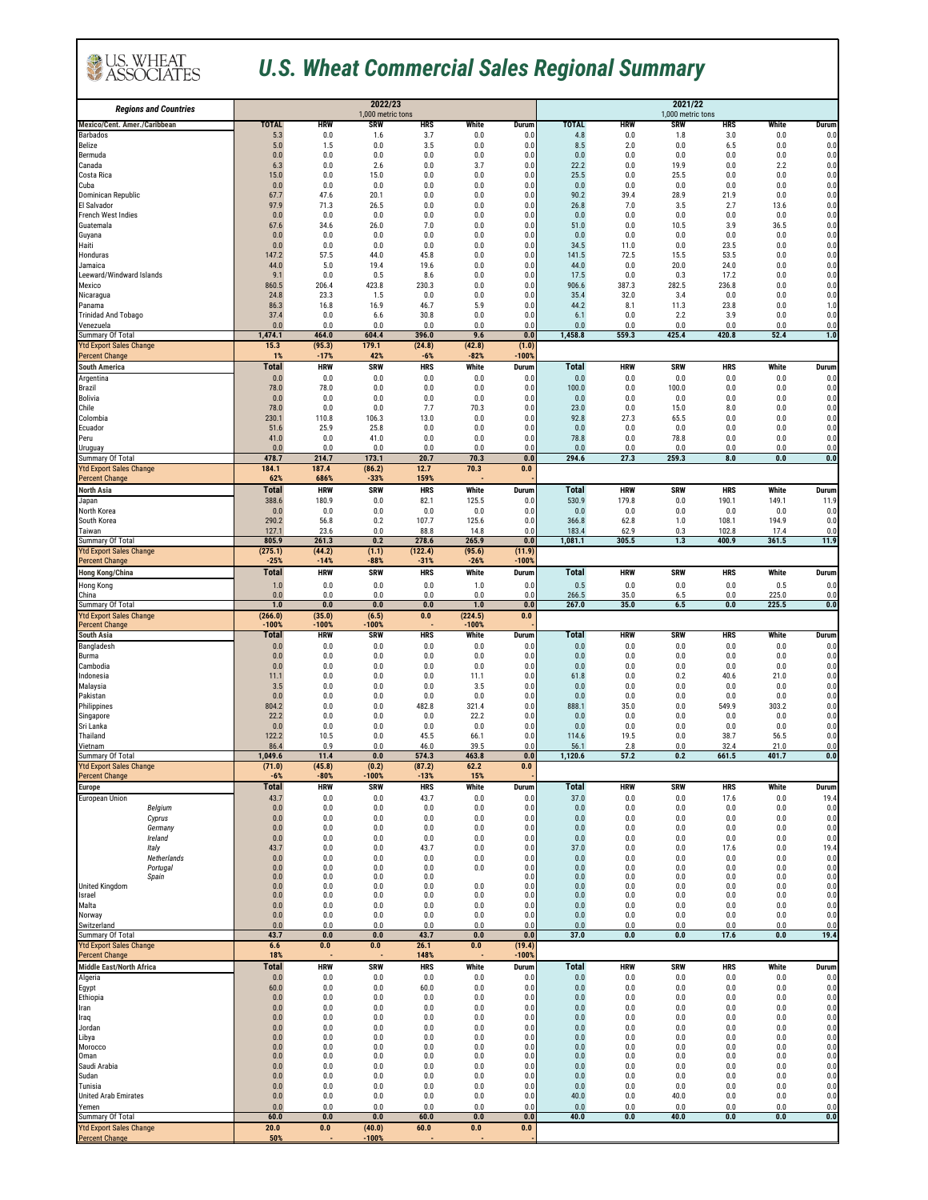# U.S. Wheat Commercial Sales Regional Summary

| Regions and Countries | 2022/23 1,000 metric tons | | | | | | 2021/22 1,000 metric tons | | | | | |
|---|---|---|---|---|---|---|---|---|---|---|---|---|
| **Mexico/Cent. Amer./Caribbean** | **TOTAL** | **HRW** | **SRW** | **HRS** | **White** | **Durum** | **TOTAL** | **HRW** | **SRW** | **HRS** | **White** | **Durum** |
| Barbados | 5.3 | 0.0 | 1.6 | 3.7 | 0.0 | 0.0 | 4.8 | 0.0 | 1.8 | 3.0 | 0.0 | 0.0 |
| Belize | 5.0 | 1.5 | 0.0 | 3.5 | 0.0 | 0.0 | 8.5 | 2.0 | 0.0 | 6.5 | 0.0 | 0.0 |
| Bermuda | 0.0 | 0.0 | 0.0 | 0.0 | 0.0 | 0.0 | 0.0 | 0.0 | 0.0 | 0.0 | 0.0 | 0.0 |
| Canada | 6.3 | 0.0 | 2.6 | 0.0 | 3.7 | 0.0 | 22.2 | 0.0 | 19.9 | 0.0 | 2.2 | 0.0 |
| Costa Rica | 15.0 | 0.0 | 15.0 | 0.0 | 0.0 | 0.0 | 25.5 | 0.0 | 25.5 | 0.0 | 0.0 | 0.0 |
| Cuba | 0.0 | 0.0 | 0.0 | 0.0 | 0.0 | 0.0 | 0.0 | 0.0 | 0.0 | 0.0 | 0.0 | 0.0 |
| Dominican Republic | 67.7 | 47.6 | 20.1 | 0.0 | 0.0 | 0.0 | 90.2 | 39.4 | 28.9 | 21.9 | 0.0 | 0.0 |
| El Salvador | 97.9 | 71.3 | 26.5 | 0.0 | 0.0 | 0.0 | 26.8 | 7.0 | 3.5 | 2.7 | 13.6 | 0.0 |
| French West Indies | 0.0 | 0.0 | 0.0 | 0.0 | 0.0 | 0.0 | 0.0 | 0.0 | 0.0 | 0.0 | 0.0 | 0.0 |
| Guatemala | 67.6 | 34.6 | 26.0 | 7.0 | 0.0 | 0.0 | 51.0 | 0.0 | 10.5 | 3.9 | 36.5 | 0.0 |
| Guyana | 0.0 | 0.0 | 0.0 | 0.0 | 0.0 | 0.0 | 0.0 | 0.0 | 0.0 | 0.0 | 0.0 | 0.0 |
| Haiti | 0.0 | 0.0 | 0.0 | 0.0 | 0.0 | 0.0 | 34.5 | 11.0 | 0.0 | 23.5 | 0.0 | 0.0 |
| Honduras | 147.2 | 57.5 | 44.0 | 45.8 | 0.0 | 0.0 | 141.5 | 72.5 | 15.5 | 53.5 | 0.0 | 0.0 |
| Jamaica | 44.0 | 5.0 | 19.4 | 19.6 | 0.0 | 0.0 | 44.0 | 0.0 | 20.0 | 24.0 | 0.0 | 0.0 |
| Leeward/Windward Islands | 9.1 | 0.0 | 0.5 | 8.6 | 0.0 | 0.0 | 17.5 | 0.0 | 0.3 | 17.2 | 0.0 | 0.0 |
| Mexico | 860.5 | 206.4 | 423.8 | 230.3 | 0.0 | 0.0 | 906.6 | 387.3 | 282.5 | 236.8 | 0.0 | 0.0 |
| Nicaragua | 24.8 | 23.3 | 1.5 | 0.0 | 0.0 | 0.0 | 35.4 | 32.0 | 3.4 | 0.0 | 0.0 | 0.0 |
| Panama | 86.3 | 16.8 | 16.9 | 46.7 | 5.9 | 0.0 | 44.2 | 8.1 | 11.3 | 23.8 | 0.0 | 1.0 |
| Trinidad And Tobago | 37.4 | 0.0 | 6.6 | 30.8 | 0.0 | 0.0 | 6.1 | 0.0 | 2.2 | 3.9 | 0.0 | 0.0 |
| Venezuela | 0.0 | 0.0 | 0.0 | 0.0 | 0.0 | 0.0 | 0.0 | 0.0 | 0.0 | 0.0 | 0.0 | 0.0 |
| Summary Of Total | **1,474.1** | **464.0** | **604.4** | **396.0** | **9.6** | **0.0** | **1,458.8** | **559.3** | **425.4** | **420.8** | **52.4** | **1.0** |
| Ytd Export Sales Change | **15.3** | **(95.3)** | **179.1** | **(24.8)** | **(42.8)** | **(1.0)** | | | | | | |
| Percent Change | **1%** | **-17%** | **42%** | **-6%** | **-82%** | **-100%** | | | | | | |
| **South America** | **Total** | **HRW** | **SRW** | **HRS** | **White** | **Durum** | **Total** | **HRW** | **SRW** | **HRS** | **White** | **Durum** |
| Argentina | 0.0 | 0.0 | 0.0 | 0.0 | 0.0 | 0.0 | 0.0 | 0.0 | 0.0 | 0.0 | 0.0 | 0.0 |
| Brazil | 78.0 | 78.0 | 0.0 | 0.0 | 0.0 | 0.0 | 100.0 | 0.0 | 100.0 | 0.0 | 0.0 | 0.0 |
| Bolivia | 0.0 | 0.0 | 0.0 | 0.0 | 0.0 | 0.0 | 0.0 | 0.0 | 0.0 | 0.0 | 0.0 | 0.0 |
| Chile | 78.0 | 0.0 | 0.0 | 7.7 | 70.3 | 0.0 | 23.0 | 0.0 | 15.0 | 8.0 | 0.0 | 0.0 |
| Colombia | 230.1 | 110.8 | 106.3 | 13.0 | 0.0 | 0.0 | 92.8 | 27.3 | 65.5 | 0.0 | 0.0 | 0.0 |
| Ecuador | 51.6 | 25.9 | 25.8 | 0.0 | 0.0 | 0.0 | 0.0 | 0.0 | 0.0 | 0.0 | 0.0 | 0.0 |
| Peru | 41.0 | 0.0 | 41.0 | 0.0 | 0.0 | 0.0 | 78.8 | 0.0 | 78.8 | 0.0 | 0.0 | 0.0 |
| Uruguay | 0.0 | 0.0 | 0.0 | 0.0 | 0.0 | 0.0 | 0.0 | 0.0 | 0.0 | 0.0 | 0.0 | 0.0 |
| Summary Of Total | **478.7** | **214.7** | **173.1** | **20.7** | **70.3** | **0.0** | **294.6** | **27.3** | **259.3** | **8.0** | **0.0** | **0.0** |
| Ytd Export Sales Change | **184.1** | **187.4** | **(86.2)** | **12.7** | **70.3** | **0.0** | | | | | | |
| Percent Change | **62%** | **686%** | **-33%** | **159%** | **-** | **-** | | | | | | |
| **North Asia** | **Total** | **HRW** | **SRW** | **HRS** | **White** | **Durum** | **Total** | **HRW** | **SRW** | **HRS** | **White** | **Durum** |
| Japan | 388.6 | 180.9 | 0.0 | 82.1 | 125.5 | 0.0 | 530.9 | 179.8 | 0.0 | 190.1 | 149.1 | 11.9 |
| North Korea | 0.0 | 0.0 | 0.0 | 0.0 | 0.0 | 0.0 | 0.0 | 0.0 | 0.0 | 0.0 | 0.0 | 0.0 |
| South Korea | 290.2 | 56.8 | 0.2 | 107.7 | 125.6 | 0.0 | 366.8 | 62.8 | 1.0 | 108.1 | 194.9 | 0.0 |
| Taiwan | 127.1 | 23.6 | 0.0 | 88.8 | 14.8 | 0.0 | 183.4 | 62.9 | 0.3 | 102.8 | 17.4 | 0.0 |
| Summary Of Total | **805.9** | **261.3** | **0.2** | **278.6** | **265.9** | **0.0** | **1,081.1** | **305.5** | **1.3** | **400.9** | **361.5** | **11.9** |
| Ytd Export Sales Change | **(275.1)** | **(44.2)** | **(1.1)** | **(122.4)** | **(95.6)** | **(11.9)** | | | | | | |
| Percent Change | **-25%** | **-14%** | **-88%** | **-31%** | **-26%** | **-100%** | | | | | | |
| **Hong Kong/China** | **Total** | **HRW** | **SRW** | **HRS** | **White** | **Durum** | **Total** | **HRW** | **SRW** | **HRS** | **White** | **Durum** |
| Hong Kong | 1.0 | 0.0 | 0.0 | 0.0 | 1.0 | 0.0 | 0.5 | 0.0 | 0.0 | 0.0 | 0.5 | 0.0 |
| China | 0.0 | 0.0 | 0.0 | 0.0 | 0.0 | 0.0 | 266.5 | 35.0 | 6.5 | 0.0 | 225.0 | 0.0 |
| Summary Of Total | **1.0** | **0.0** | **0.0** | **0.0** | **1.0** | **0.0** | **267.0** | **35.0** | **6.5** | **0.0** | **225.5** | **0.0** |
| Ytd Export Sales Change | **(266.0)** | **(35.0)** | **(6.5)** | **0.0** | **(224.5)** | **0.0** | | | | | | |
| Percent Change | **-100%** | **-100%** | **-100%** | **-** | **-100%** | **-** | | | | | | |
| **South Asia** | **Total** | **HRW** | **SRW** | **HRS** | **White** | **Durum** | **Total** | **HRW** | **SRW** | **HRS** | **White** | **Durum** |
| Bangladesh | 0.0 | 0.0 | 0.0 | 0.0 | 0.0 | 0.0 | 0.0 | 0.0 | 0.0 | 0.0 | 0.0 | 0.0 |
| Burma | 0.0 | 0.0 | 0.0 | 0.0 | 0.0 | 0.0 | 0.0 | 0.0 | 0.0 | 0.0 | 0.0 | 0.0 |
| Cambodia | 0.0 | 0.0 | 0.0 | 0.0 | 0.0 | 0.0 | 0.0 | 0.0 | 0.0 | 0.0 | 0.0 | 0.0 |
| Indonesia | 11.1 | 0.0 | 0.0 | 0.0 | 11.1 | 0.0 | 61.8 | 0.0 | 0.2 | 40.6 | 21.0 | 0.0 |
| Malaysia | 3.5 | 0.0 | 0.0 | 0.0 | 3.5 | 0.0 | 0.0 | 0.0 | 0.0 | 0.0 | 0.0 | 0.0 |
| Pakistan | 0.0 | 0.0 | 0.0 | 0.0 | 0.0 | 0.0 | 0.0 | 0.0 | 0.0 | 0.0 | 0.0 | 0.0 |
| Philippines | 804.2 | 0.0 | 0.0 | 482.8 | 321.4 | 0.0 | 888.1 | 35.0 | 0.0 | 549.9 | 303.2 | 0.0 |
| Singapore | 22.2 | 0.0 | 0.0 | 0.0 | 22.2 | 0.0 | 0.0 | 0.0 | 0.0 | 0.0 | 0.0 | 0.0 |
| Sri Lanka | 0.0 | 0.0 | 0.0 | 0.0 | 0.0 | 0.0 | 0.0 | 0.0 | 0.0 | 0.0 | 0.0 | 0.0 |
| Thailand | 122.2 | 10.5 | 0.0 | 45.5 | 66.1 | 0.0 | 114.6 | 19.5 | 0.0 | 38.7 | 56.5 | 0.0 |
| Vietnam | 86.4 | 0.9 | 0.0 | 46.0 | 39.5 | 0.0 | 56.1 | 2.8 | 0.0 | 32.4 | 21.0 | 0.0 |
| Summary Of Total | **1,049.6** | **11.4** | **0.0** | **574.3** | **463.8** | **0.0** | **1,120.6** | **57.2** | **0.2** | **661.5** | **401.7** | **0.0** |
| Ytd Export Sales Change | **(71.0)** | **(45.8)** | **(0.2)** | **(87.2)** | **62.2** | **0.0** | | | | | | |
| Percent Change | **-6%** | **-80%** | **-100%** | **-13%** | **15%** | **-** | | | | | | |
| **Europe** | **Total** | **HRW** | **SRW** | **HRS** | **White** | **Durum** | **Total** | **HRW** | **SRW** | **HRS** | **White** | **Durum** |
| European Union | 43.7 | 0.0 | 0.0 | 43.7 | 0.0 | 0.0 | 37.0 | 0.0 | 0.0 | 17.6 | 0.0 | 19.4 |
| *Belgium* | 0.0 | 0.0 | 0.0 | 0.0 | 0.0 | 0.0 | 0.0 | 0.0 | 0.0 | 0.0 | 0.0 | 0.0 |
| *Cyprus* | 0.0 | 0.0 | 0.0 | 0.0 | 0.0 | 0.0 | 0.0 | 0.0 | 0.0 | 0.0 | 0.0 | 0.0 |
| *Germany* | 0.0 | 0.0 | 0.0 | 0.0 | 0.0 | 0.0 | 0.0 | 0.0 | 0.0 | 0.0 | 0.0 | 0.0 |
| *Ireland* | 0.0 | 0.0 | 0.0 | 0.0 | 0.0 | 0.0 | 0.0 | 0.0 | 0.0 | 0.0 | 0.0 | 0.0 |
| *Italy* | 43.7 | 0.0 | 0.0 | 43.7 | 0.0 | 0.0 | 37.0 | 0.0 | 0.0 | 17.6 | 0.0 | 19.4 |
| *Netherlands* | 0.0 | 0.0 | 0.0 | 0.0 | 0.0 | 0.0 | 0.0 | 0.0 | 0.0 | 0.0 | 0.0 | 0.0 |
| *Portugal* | 0.0 | 0.0 | 0.0 | 0.0 | 0.0 | 0.0 | 0.0 | 0.0 | 0.0 | 0.0 | 0.0 | 0.0 |
| *Spain* | 0.0 | 0.0 | 0.0 | 0.0 | | 0.0 | 0.0 | 0.0 | 0.0 | 0.0 | 0.0 | 0.0 |
| United Kingdom | 0.0 | 0.0 | 0.0 | 0.0 | 0.0 | 0.0 | 0.0 | 0.0 | 0.0 | 0.0 | 0.0 | 0.0 |
| Israel | 0.0 | 0.0 | 0.0 | 0.0 | 0.0 | 0.0 | 0.0 | 0.0 | 0.0 | 0.0 | 0.0 | 0.0 |
| Malta | 0.0 | 0.0 | 0.0 | 0.0 | 0.0 | 0.0 | 0.0 | 0.0 | 0.0 | 0.0 | 0.0 | 0.0 |
| Norway | 0.0 | 0.0 | 0.0 | 0.0 | 0.0 | 0.0 | 0.0 | 0.0 | 0.0 | 0.0 | 0.0 | 0.0 |
| Switzerland | 0.0 | 0.0 | 0.0 | 0.0 | 0.0 | 0.0 | 0.0 | 0.0 | 0.0 | 0.0 | 0.0 | 0.0 |
| Summary Of Total | **43.7** | **0.0** | **0.0** | **43.7** | **0.0** | **0.0** | **37.0** | **0.0** | **0.0** | **17.6** | **0.0** | **19.4** |
| Ytd Export Sales Change | **6.6** | **0.0** | **0.0** | **26.1** | **0.0** | **(19.4)** | | | | | | |
| Percent Change | **18%** | **-** | **-** | **148%** | **-** | **-100%** | | | | | | |
| **Middle East/North Africa** | **Total** | **HRW** | **SRW** | **HRS** | **White** | **Durum** | **Total** | **HRW** | **SRW** | **HRS** | **White** | **Durum** |
| Algeria | 0.0 | 0.0 | 0.0 | 0.0 | 0.0 | 0.0 | 0.0 | 0.0 | 0.0 | 0.0 | 0.0 | 0.0 |
| Egypt | 60.0 | 0.0 | 0.0 | 60.0 | 0.0 | 0.0 | 0.0 | 0.0 | 0.0 | 0.0 | 0.0 | 0.0 |
| Ethiopia | 0.0 | 0.0 | 0.0 | 0.0 | 0.0 | 0.0 | 0.0 | 0.0 | 0.0 | 0.0 | 0.0 | 0.0 |
| Iran | 0.0 | 0.0 | 0.0 | 0.0 | 0.0 | 0.0 | 0.0 | 0.0 | 0.0 | 0.0 | 0.0 | 0.0 |
| Iraq | 0.0 | 0.0 | 0.0 | 0.0 | 0.0 | 0.0 | 0.0 | 0.0 | 0.0 | 0.0 | 0.0 | 0.0 |
| Jordan | 0.0 | 0.0 | 0.0 | 0.0 | 0.0 | 0.0 | 0.0 | 0.0 | 0.0 | 0.0 | 0.0 | 0.0 |
| Libya | 0.0 | 0.0 | 0.0 | 0.0 | 0.0 | 0.0 | 0.0 | 0.0 | 0.0 | 0.0 | 0.0 | 0.0 |
| Morocco | 0.0 | 0.0 | 0.0 | 0.0 | 0.0 | 0.0 | 0.0 | 0.0 | 0.0 | 0.0 | 0.0 | 0.0 |
| Oman | 0.0 | 0.0 | 0.0 | 0.0 | 0.0 | 0.0 | 0.0 | 0.0 | 0.0 | 0.0 | 0.0 | 0.0 |
| Saudi Arabia | 0.0 | 0.0 | 0.0 | 0.0 | 0.0 | 0.0 | 0.0 | 0.0 | 0.0 | 0.0 | 0.0 | 0.0 |
| Sudan | 0.0 | 0.0 | 0.0 | 0.0 | 0.0 | 0.0 | 0.0 | 0.0 | 0.0 | 0.0 | 0.0 | 0.0 |
| Tunisia | 0.0 | 0.0 | 0.0 | 0.0 | 0.0 | 0.0 | 0.0 | 0.0 | 0.0 | 0.0 | 0.0 | 0.0 |
| United Arab Emirates | 0.0 | 0.0 | 0.0 | 0.0 | 0.0 | 0.0 | 40.0 | 0.0 | 40.0 | 0.0 | 0.0 | 0.0 |
| Yemen | 0.0 | 0.0 | 0.0 | 0.0 | 0.0 | 0.0 | 0.0 | 0.0 | 0.0 | 0.0 | 0.0 | 0.0 |
| Summary Of Total | **60.0** | **0.0** | **0.0** | **60.0** | **0.0** | **0.0** | **40.0** | **0.0** | **40.0** | **0.0** | **0.0** | **0.0** |
| Ytd Export Sales Change | **20.0** | **0.0** | **(40.0)** | **60.0** | **0.0** | **0.0** | | | | | | |
| Percent Change | **50%** | **-** | **-100%** | **-** | **-** | | | | | | | |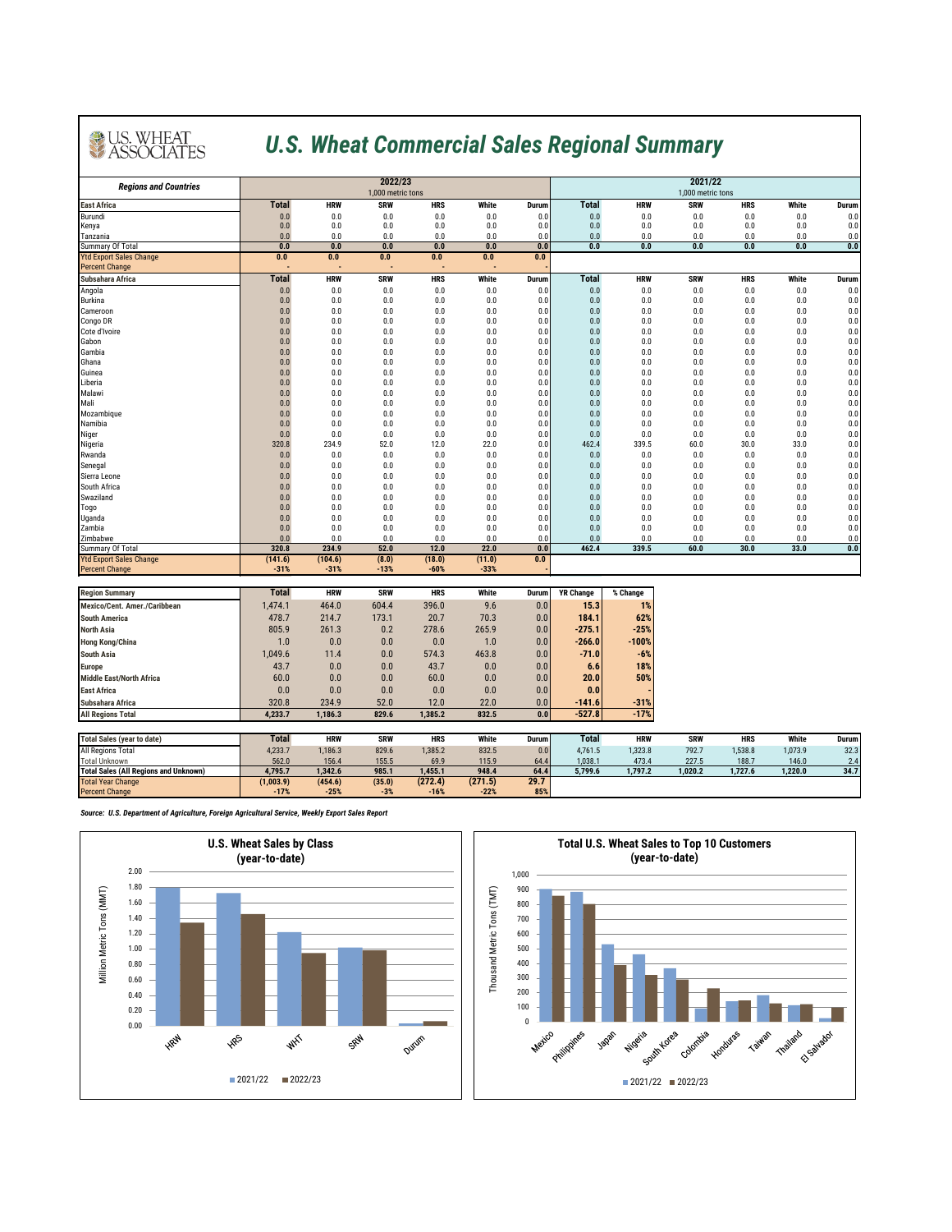# U.S. Wheat Commercial Sales Regional Summary

| Regions and Countries | 2022/23 (1,000 metric tons) | | | | | | 2021/22 (1,000 metric tons) | | | | | |
|---|---|---|---|---|---|---|---|---|---|---|---|---|
| East Africa | Total | HRW | SRW | HRS | White | Durum | Total | HRW | SRW | HRS | White | Durum |
| Burundi | 0.0 | 0.0 | 0.0 | 0.0 | 0.0 | 0.0 | 0.0 | 0.0 | 0.0 | 0.0 | 0.0 | 0.0 |
| Kenya | 0.0 | 0.0 | 0.0 | 0.0 | 0.0 | 0.0 | 0.0 | 0.0 | 0.0 | 0.0 | 0.0 | 0.0 |
| Tanzania | 0.0 | 0.0 | 0.0 | 0.0 | 0.0 | 0.0 | 0.0 | 0.0 | 0.0 | 0.0 | 0.0 | 0.0 |
| Summary Of Total | 0.0 | 0.0 | 0.0 | 0.0 | 0.0 | 0.0 | 0.0 | 0.0 | 0.0 | 0.0 | 0.0 | 0.0 |
| Ytd Export Sales Change | 0.0 | 0.0 | 0.0 | 0.0 | 0.0 | 0.0 | | | | | | |
| Percent Change | - | - | - | - | - | - | | | | | | |
| Subsahara Africa | Total | HRW | SRW | HRS | White | Durum | Total | HRW | SRW | HRS | White | Durum |
| Angola | 0.0 | 0.0 | 0.0 | 0.0 | 0.0 | 0.0 | 0.0 | 0.0 | 0.0 | 0.0 | 0.0 | 0.0 |
| Burkina | 0.0 | 0.0 | 0.0 | 0.0 | 0.0 | 0.0 | 0.0 | 0.0 | 0.0 | 0.0 | 0.0 | 0.0 |
| Cameroon | 0.0 | 0.0 | 0.0 | 0.0 | 0.0 | 0.0 | 0.0 | 0.0 | 0.0 | 0.0 | 0.0 | 0.0 |
| Congo DR | 0.0 | 0.0 | 0.0 | 0.0 | 0.0 | 0.0 | 0.0 | 0.0 | 0.0 | 0.0 | 0.0 | 0.0 |
| Cote d'Ivoire | 0.0 | 0.0 | 0.0 | 0.0 | 0.0 | 0.0 | 0.0 | 0.0 | 0.0 | 0.0 | 0.0 | 0.0 |
| Gabon | 0.0 | 0.0 | 0.0 | 0.0 | 0.0 | 0.0 | 0.0 | 0.0 | 0.0 | 0.0 | 0.0 | 0.0 |
| Gambia | 0.0 | 0.0 | 0.0 | 0.0 | 0.0 | 0.0 | 0.0 | 0.0 | 0.0 | 0.0 | 0.0 | 0.0 |
| Ghana | 0.0 | 0.0 | 0.0 | 0.0 | 0.0 | 0.0 | 0.0 | 0.0 | 0.0 | 0.0 | 0.0 | 0.0 |
| Guinea | 0.0 | 0.0 | 0.0 | 0.0 | 0.0 | 0.0 | 0.0 | 0.0 | 0.0 | 0.0 | 0.0 | 0.0 |
| Liberia | 0.0 | 0.0 | 0.0 | 0.0 | 0.0 | 0.0 | 0.0 | 0.0 | 0.0 | 0.0 | 0.0 | 0.0 |
| Malawi | 0.0 | 0.0 | 0.0 | 0.0 | 0.0 | 0.0 | 0.0 | 0.0 | 0.0 | 0.0 | 0.0 | 0.0 |
| Mali | 0.0 | 0.0 | 0.0 | 0.0 | 0.0 | 0.0 | 0.0 | 0.0 | 0.0 | 0.0 | 0.0 | 0.0 |
| Mozambique | 0.0 | 0.0 | 0.0 | 0.0 | 0.0 | 0.0 | 0.0 | 0.0 | 0.0 | 0.0 | 0.0 | 0.0 |
| Namibia | 0.0 | 0.0 | 0.0 | 0.0 | 0.0 | 0.0 | 0.0 | 0.0 | 0.0 | 0.0 | 0.0 | 0.0 |
| Niger | 0.0 | 0.0 | 0.0 | 0.0 | 0.0 | 0.0 | 0.0 | 0.0 | 0.0 | 0.0 | 0.0 | 0.0 |
| Nigeria | 320.8 | 234.9 | 52.0 | 12.0 | 22.0 | 0.0 | 462.4 | 339.5 | 60.0 | 30.0 | 33.0 | 0.0 |
| Rwanda | 0.0 | 0.0 | 0.0 | 0.0 | 0.0 | 0.0 | 0.0 | 0.0 | 0.0 | 0.0 | 0.0 | 0.0 |
| Senegal | 0.0 | 0.0 | 0.0 | 0.0 | 0.0 | 0.0 | 0.0 | 0.0 | 0.0 | 0.0 | 0.0 | 0.0 |
| Sierra Leone | 0.0 | 0.0 | 0.0 | 0.0 | 0.0 | 0.0 | 0.0 | 0.0 | 0.0 | 0.0 | 0.0 | 0.0 |
| South Africa | 0.0 | 0.0 | 0.0 | 0.0 | 0.0 | 0.0 | 0.0 | 0.0 | 0.0 | 0.0 | 0.0 | 0.0 |
| Swaziland | 0.0 | 0.0 | 0.0 | 0.0 | 0.0 | 0.0 | 0.0 | 0.0 | 0.0 | 0.0 | 0.0 | 0.0 |
| Togo | 0.0 | 0.0 | 0.0 | 0.0 | 0.0 | 0.0 | 0.0 | 0.0 | 0.0 | 0.0 | 0.0 | 0.0 |
| Uganda | 0.0 | 0.0 | 0.0 | 0.0 | 0.0 | 0.0 | 0.0 | 0.0 | 0.0 | 0.0 | 0.0 | 0.0 |
| Zambia | 0.0 | 0.0 | 0.0 | 0.0 | 0.0 | 0.0 | 0.0 | 0.0 | 0.0 | 0.0 | 0.0 | 0.0 |
| Zimbabwe | 0.0 | 0.0 | 0.0 | 0.0 | 0.0 | 0.0 | 0.0 | 0.0 | 0.0 | 0.0 | 0.0 | 0.0 |
| Summary Of Total | 320.8 | 234.9 | 52.0 | 12.0 | 22.0 | 0.0 | 462.4 | 339.5 | 60.0 | 30.0 | 33.0 | 0.0 |
| Ytd Export Sales Change | (141.6) | (104.6) | (8.0) | (18.0) | (11.0) | 0.0 | | | | | | |
| Percent Change | -31% | -31% | -13% | -60% | -33% | - | | | | | | |

| Region Summary | Total | HRW | SRW | HRS | White | Durum | YR Change | % Change |
|---|---|---|---|---|---|---|---|---|
| Mexico/Cent. Amer./Caribbean | 1,474.1 | 464.0 | 604.4 | 396.0 | 9.6 | 0.0 | 15.3 | 1% |
| South America | 478.7 | 214.7 | 173.1 | 20.7 | 70.3 | 0.0 | 184.1 | 62% |
| North Asia | 805.9 | 261.3 | 0.2 | 278.6 | 265.9 | 0.0 | -275.1 | -25% |
| Hong Kong/China | 1.0 | 0.0 | 0.0 | 0.0 | 1.0 | 0.0 | -266.0 | -100% |
| South Asia | 1,049.6 | 11.4 | 0.0 | 574.3 | 463.8 | 0.0 | -71.0 | -6% |
| Europe | 43.7 | 0.0 | 0.0 | 43.7 | 0.0 | 0.0 | 6.6 | 18% |
| Middle East/North Africa | 60.0 | 0.0 | 0.0 | 60.0 | 0.0 | 0.0 | 20.0 | 50% |
| East Africa | 0.0 | 0.0 | 0.0 | 0.0 | 0.0 | 0.0 | 0.0 | - |
| Subsahara Africa | 320.8 | 234.9 | 52.0 | 12.0 | 22.0 | 0.0 | -141.6 | -31% |
| All Regions Total | 4,233.7 | 1,186.3 | 829.6 | 1,385.2 | 832.5 | 0.0 | -527.8 | -17% |

| Total Sales (year to date) | Total | HRW | SRW | HRS | White | Durum | Total | HRW | SRW | HRS | White | Durum |
|---|---|---|---|---|---|---|---|---|---|---|---|---|
| All Regions Total | 4,233.7 | 1,186.3 | 829.6 | 1,385.2 | 832.5 | 0.0 | 4,761.5 | 1,323.8 | 792.7 | 1,538.8 | 1,073.9 | 32.3 |
| Total Unknown | 562.0 | 156.4 | 155.5 | 69.9 | 115.9 | 64.4 | 1,038.1 | 473.4 | 227.5 | 188.7 | 146.0 | 2.4 |
| Total Sales (All Regions and Unknown) | 4,795.7 | 1,342.6 | 985.1 | 1,455.1 | 948.4 | 64.4 | 5,799.6 | 1,797.2 | 1,020.2 | 1,727.6 | 1,220.0 | 34.7 |
| Total Year Change | (1,003.9) | (454.6) | (35.0) | (272.4) | (271.5) | 29.7 | | | | | | |
| Percent Change | -17% | -25% | -3% | -16% | -22% | 85% | | | | | | |

*Source: U.S. Department of Agriculture, Foreign Agricultural Service, Weekly Export Sales Report*

**U.S. Wheat Sales by Class (year-to-date)**

Million Metric Tons (MMT)

2.00
1.80
1.60
1.40
1.20
1.00
0.80
0.60
0.40
0.20
0.00

HRW
HRS
WHT
SRW
Durum

2021/22
2022/23

**Total U.S. Wheat Sales to Top 10 Customers (year-to-date)**

Thousand Metric Tons (TMT)

1,000
900
800
700
600
500
400
300
200
100
0

Mexico
Philippines
Japan
Nigeria
South Korea
Colombia
Honduras
Taiwan
Thailand
El Salvador

2021/22
2022/23